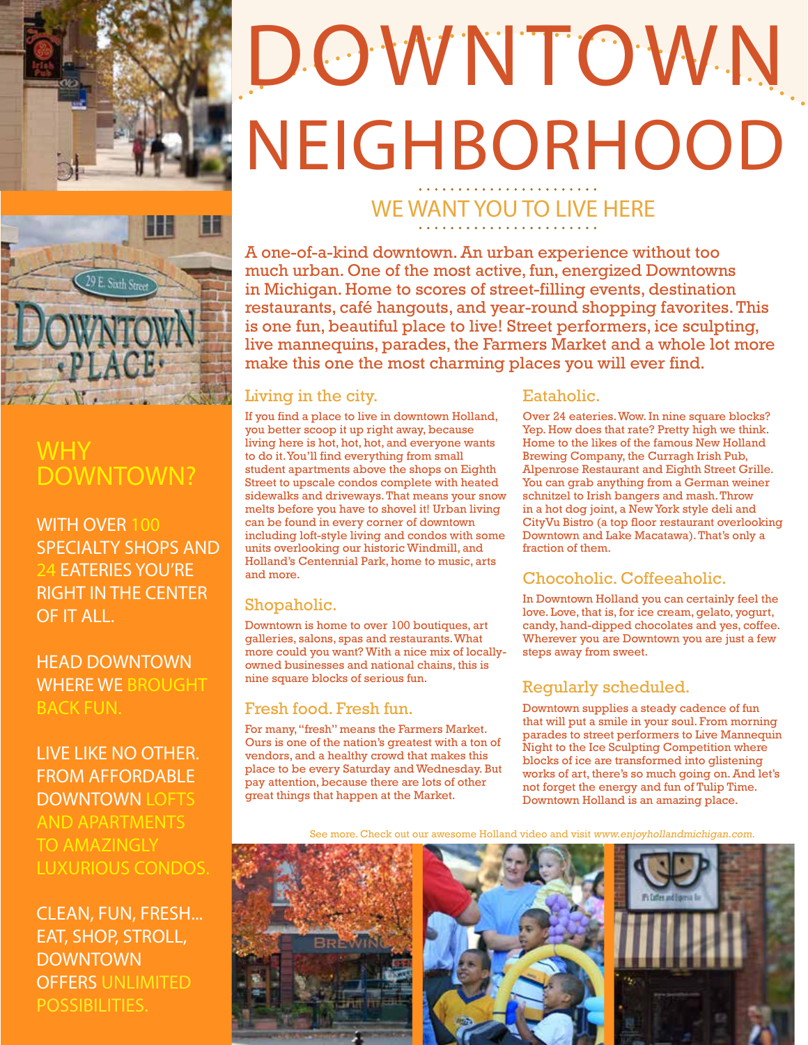# DOWNTOWN NEIGHBORHOOD

## WE WANT YOU TO LIVE HERE

A one-of-a-kind downtown. An urban experience without too much urban. One of the most active, fun, energized Downtowns in Michigan. Home to scores of street-filling events, destination restaurants, café hangouts, and year-round shopping favorites. This is one fun, beautiful place to live! Street performers, ice sculpting, live mannequins, parades, the Farmers Market and a whole lot more make this one the most charming places you will ever find.

### Living in the city.

If you find a place to live in downtown Holland, you better scoop it up right away, because living here is hot, hot, hot, and everyone wants to do it. You'll find everything from small student apartments above the shops on Eighth Street to upscale condos complete with heated sidewalks and driveways. That means your snow melts before you have to shovel it! Urban living can be found in every corner of downtown including loft-style living and condos with some units overlooking our historic Windmill, and Holland's Centennial Park, home to music, arts and more.

### Shopaholic.

Downtown is home to over 100 boutiques, art galleries, salons, spas and restaurants. What more could you want? With a nice mix of locally-owned businesses and national chains, this is nine square blocks of serious fun.

### Fresh food. Fresh fun.

For many, "fresh" means the Farmers Market. Ours is one of the nation's greatest with a ton of vendors, and a healthy crowd that makes this place to be every Saturday and Wednesday. But pay attention, because there are lots of other great things that happen at the Market.

### Eataholic.

Over 24 eateries. Wow. In nine square blocks? Yep. How does that rate? Pretty high we think. Home to the likes of the famous New Holland Brewing Company, the Curragh Irish Pub, Alpenrose Restaurant and Eighth Street Grille. You can grab anything from a German weiner schnitzel to Irish bangers and mash. Throw in a hot dog joint, a New York style deli and CityVu Bistro (a top floor restaurant overlooking Downtown and Lake Macatawa). That's only a fraction of them.

### Chocoholic. Coffeeaholic.

In Downtown Holland you can certainly feel the love. Love, that is, for ice cream, gelato, yogurt, candy, hand-dipped chocolates and yes, coffee. Wherever you are Downtown you are just a few steps away from sweet.

### Regularly scheduled.

Downtown supplies a steady cadence of fun that will put a smile in your soul. From morning parades to street performers to Live Mannequin Night to the Ice Sculpting Competition where blocks of ice are transformed into glistening works of art, there's so much going on. And let's not forget the energy and fun of Tulip Time. Downtown Holland is an amazing place.

See more. Check out our awesome Holland video and visit *www.enjoyhollandmichigan.com.*

## WHY DOWNTOWN?

WITH OVER 100 SPECIALTY SHOPS AND 24 EATERIES YOU'RE RIGHT IN THE CENTER OF IT ALL.

HEAD DOWNTOWN WHERE WE BROUGHT BACK FUN.

LIVE LIKE NO OTHER. FROM AFFORDABLE DOWNTOWN LOFTS AND APARTMENTS TO AMAZINGLY LUXURIOUS CONDOS.

CLEAN, FUN, FRESH... EAT, SHOP, STROLL, DOWNTOWN OFFERS UNLIMITED POSSIBILITIES.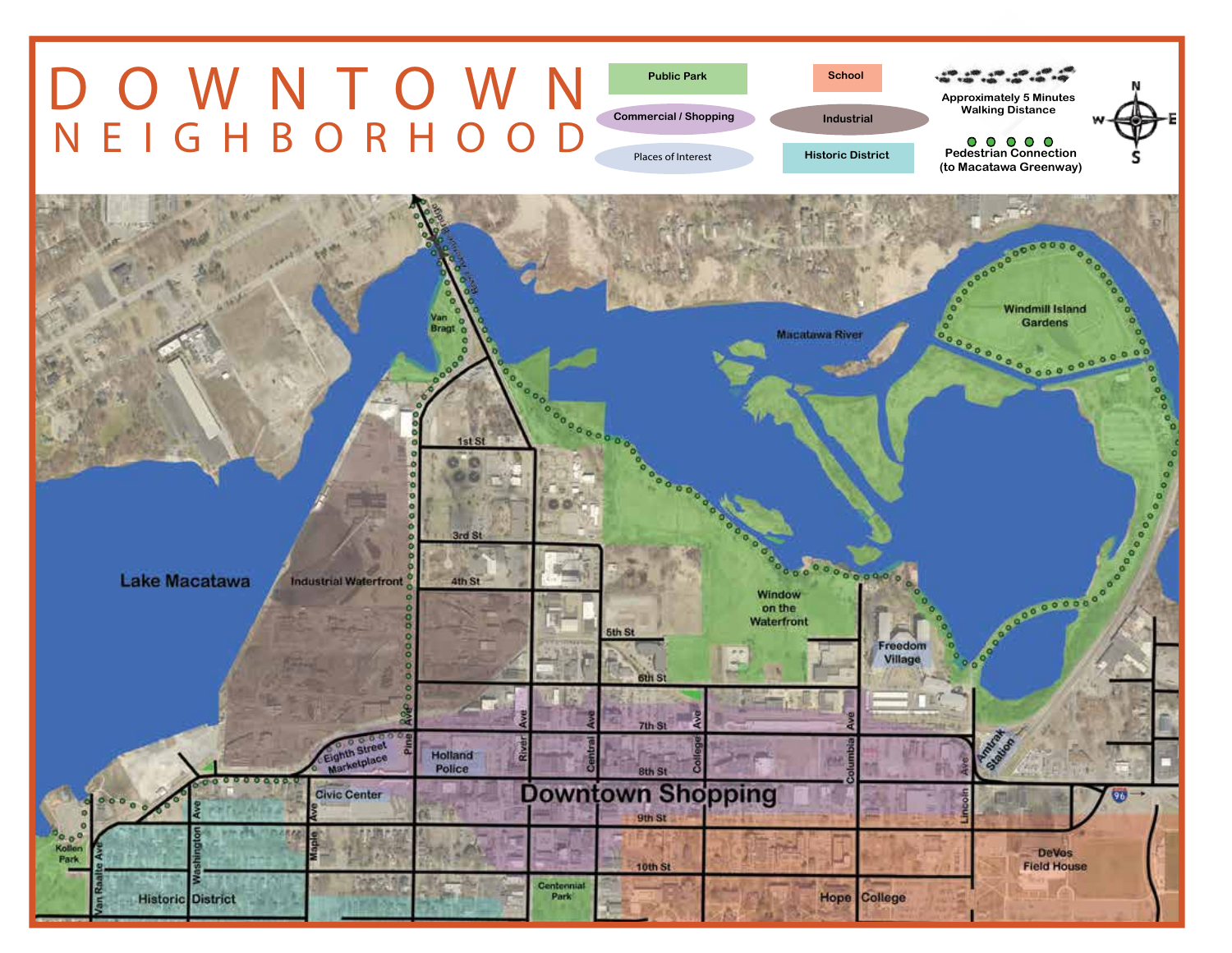# DOWNTOWN NEIGHBORHOOD

Public Park

Commercial / Shopping

Places of Interest

School

Industrial

Historic District

Approximately 5 Minutes Walking Distance

Pedestrian Connection (to Macatawa Greenway)

N
W E
S

Lake Macatawa

Macatawa River

Windmill Island Gardens

Van Bragt

Industrial Waterfront

Window on the Waterfront

Freedom Village

1st St

3rd St

4th St

5th St

6th St

7th St

8th St

9th St

10th St

Pine Ave

River Ave

Central Ave

College Ave

Columbia Ave

Lincoln Ave

Maple Ave

Washington Ave

Van Raalte Ave

Eighth Street Marketplace

Holland Police

Civic Center

Downtown Shopping

Amtrak Station

96

DeVos Field House

Kollen Park

Historic District

Centennial Park

Hope College